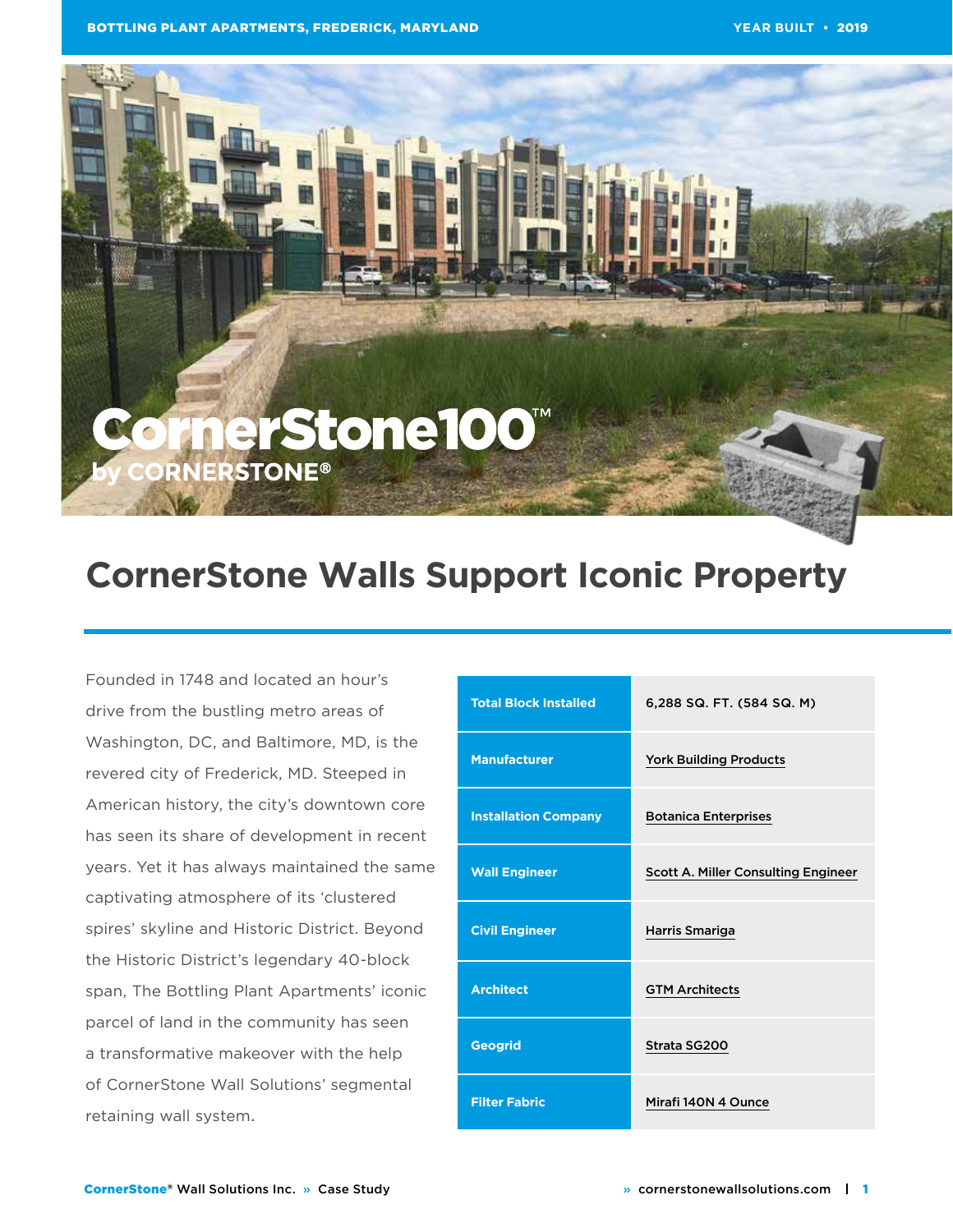BOTTLING PLANT APARTMENTS, FREDERICK, MARYLAND

YEAR BUILT • 2019

CornerStone100™ by CORNERSTONE®

# CornerStone Walls Support Iconic Property

Founded in 1748 and located an hour's drive from the bustling metro areas of Washington, DC, and Baltimore, MD, is the revered city of Frederick, MD. Steeped in American history, the city's downtown core has seen its share of development in recent years. Yet it has always maintained the same captivating atmosphere of its 'clustered spires' skyline and Historic District. Beyond the Historic District's legendary 40-block span, The Bottling Plant Apartments' iconic parcel of land in the community has seen a transformative makeover with the help of CornerStone Wall Solutions' segmental retaining wall system.

| | |
|---|---|
| **Total Block Installed** | 6,288 SQ. FT. (584 SQ. M) |
| **Manufacturer** | York Building Products |
| **Installation Company** | Botanica Enterprises |
| **Wall Engineer** | Scott A. Miller Consulting Engineer |
| **Civil Engineer** | Harris Smariga |
| **Architect** | GTM Architects |
| **Geogrid** | Strata SG200 |
| **Filter Fabric** | Mirafi 140N 4 Ounce |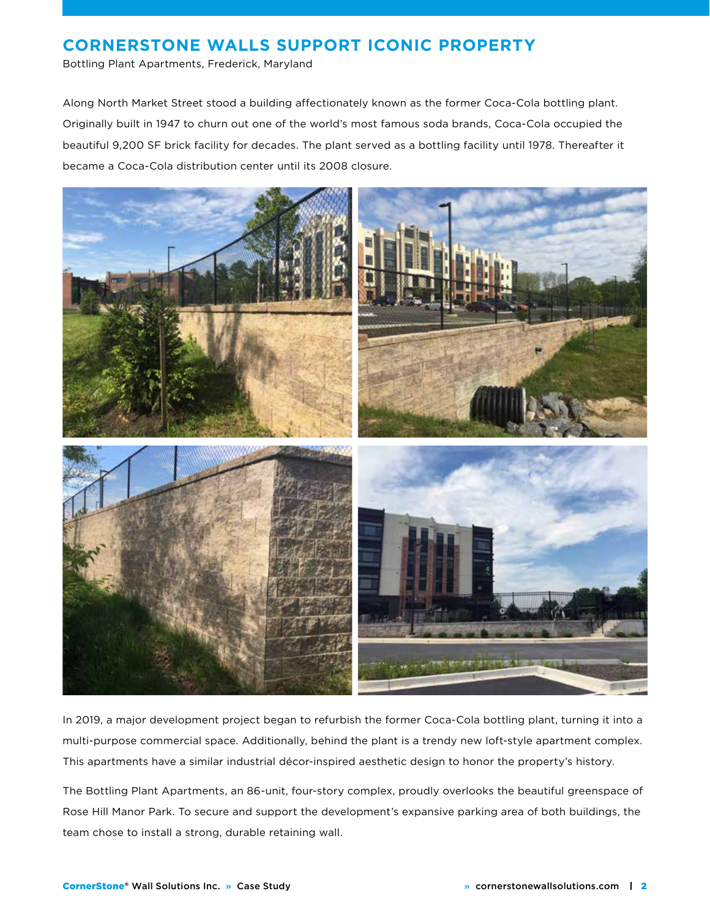## CORNERSTONE WALLS SUPPORT ICONIC PROPERTY

Bottling Plant Apartments, Frederick, Maryland

Along North Market Street stood a building affectionately known as the former Coca-Cola bottling plant. Originally built in 1947 to churn out one of the world's most famous soda brands, Coca-Cola occupied the beautiful 9,200 SF brick facility for decades. The plant served as a bottling facility until 1978. Thereafter it became a Coca-Cola distribution center until its 2008 closure.

In 2019, a major development project began to refurbish the former Coca-Cola bottling plant, turning it into a multi-purpose commercial space. Additionally, behind the plant is a trendy new loft-style apartment complex. This apartments have a similar industrial décor-inspired aesthetic design to honor the property's history.

The Bottling Plant Apartments, an 86-unit, four-story complex, proudly overlooks the beautiful greenspace of Rose Hill Manor Park. To secure and support the development's expansive parking area of both buildings, the team chose to install a strong, durable retaining wall.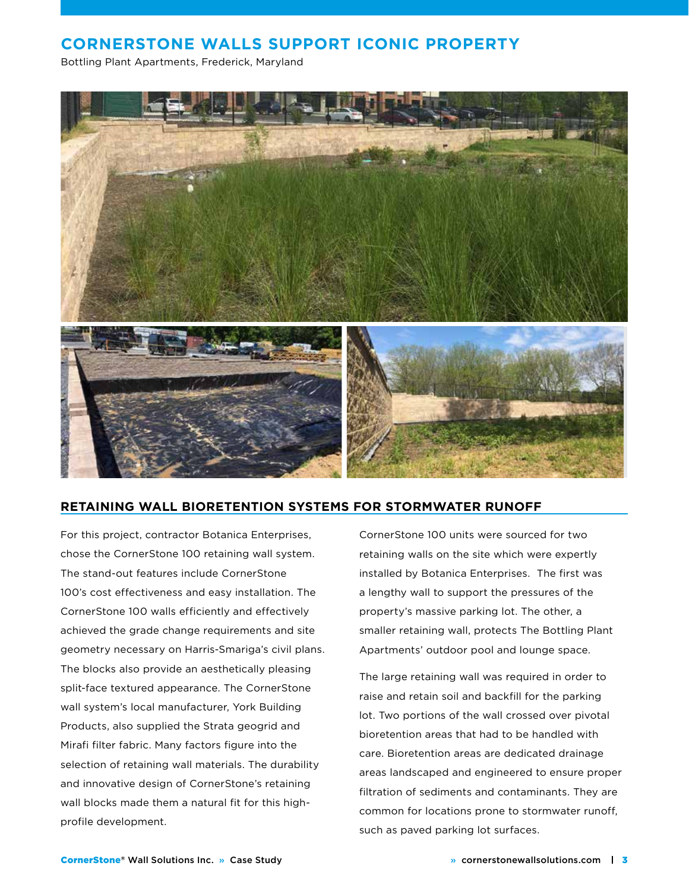# CORNERSTONE WALLS SUPPORT ICONIC PROPERTY

Bottling Plant Apartments, Frederick, Maryland

## RETAINING WALL BIORETENTION SYSTEMS FOR STORMWATER RUNOFF

For this project, contractor Botanica Enterprises, chose the CornerStone 100 retaining wall system. The stand-out features include CornerStone 100's cost effectiveness and easy installation. The CornerStone 100 walls efficiently and effectively achieved the grade change requirements and site geometry necessary on Harris-Smariga's civil plans. The blocks also provide an aesthetically pleasing split-face textured appearance. The CornerStone wall system's local manufacturer, York Building Products, also supplied the Strata geogrid and Mirafi filter fabric. Many factors figure into the selection of retaining wall materials. The durability and innovative design of CornerStone's retaining wall blocks made them a natural fit for this high-profile development.

CornerStone 100 units were sourced for two retaining walls on the site which were expertly installed by Botanica Enterprises. The first was a lengthy wall to support the pressures of the property's massive parking lot. The other, a smaller retaining wall, protects The Bottling Plant Apartments' outdoor pool and lounge space.

The large retaining wall was required in order to raise and retain soil and backfill for the parking lot. Two portions of the wall crossed over pivotal bioretention areas that had to be handled with care. Bioretention areas are dedicated drainage areas landscaped and engineered to ensure proper filtration of sediments and contaminants. They are common for locations prone to stormwater runoff, such as paved parking lot surfaces.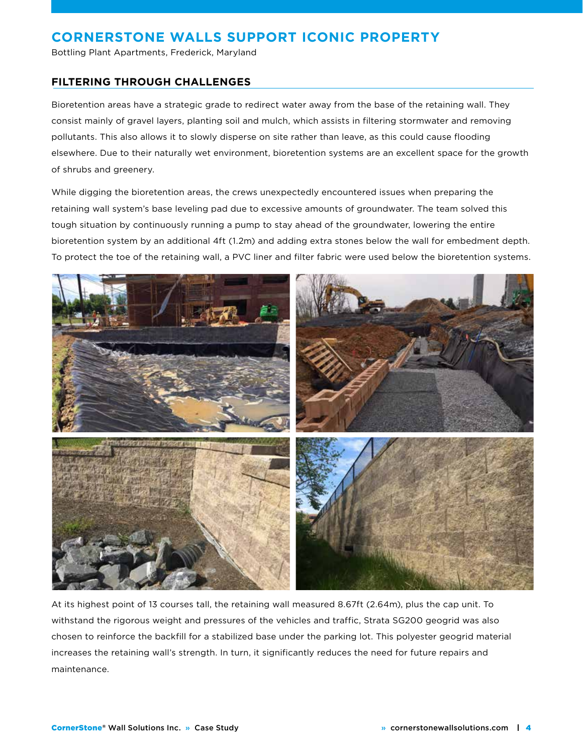# CORNERSTONE WALLS SUPPORT ICONIC PROPERTY

Bottling Plant Apartments, Frederick, Maryland

## FILTERING THROUGH CHALLENGES

Bioretention areas have a strategic grade to redirect water away from the base of the retaining wall. They consist mainly of gravel layers, planting soil and mulch, which assists in filtering stormwater and removing pollutants. This also allows it to slowly disperse on site rather than leave, as this could cause flooding elsewhere. Due to their naturally wet environment, bioretention systems are an excellent space for the growth of shrubs and greenery.

While digging the bioretention areas, the crews unexpectedly encountered issues when preparing the retaining wall system's base leveling pad due to excessive amounts of groundwater. The team solved this tough situation by continuously running a pump to stay ahead of the groundwater, lowering the entire bioretention system by an additional 4ft (1.2m) and adding extra stones below the wall for embedment depth. To protect the toe of the retaining wall, a PVC liner and filter fabric were used below the bioretention systems.

At its highest point of 13 courses tall, the retaining wall measured 8.67ft (2.64m), plus the cap unit. To withstand the rigorous weight and pressures of the vehicles and traffic, Strata SG200 geogrid was also chosen to reinforce the backfill for a stabilized base under the parking lot. This polyester geogrid material increases the retaining wall's strength. In turn, it significantly reduces the need for future repairs and maintenance.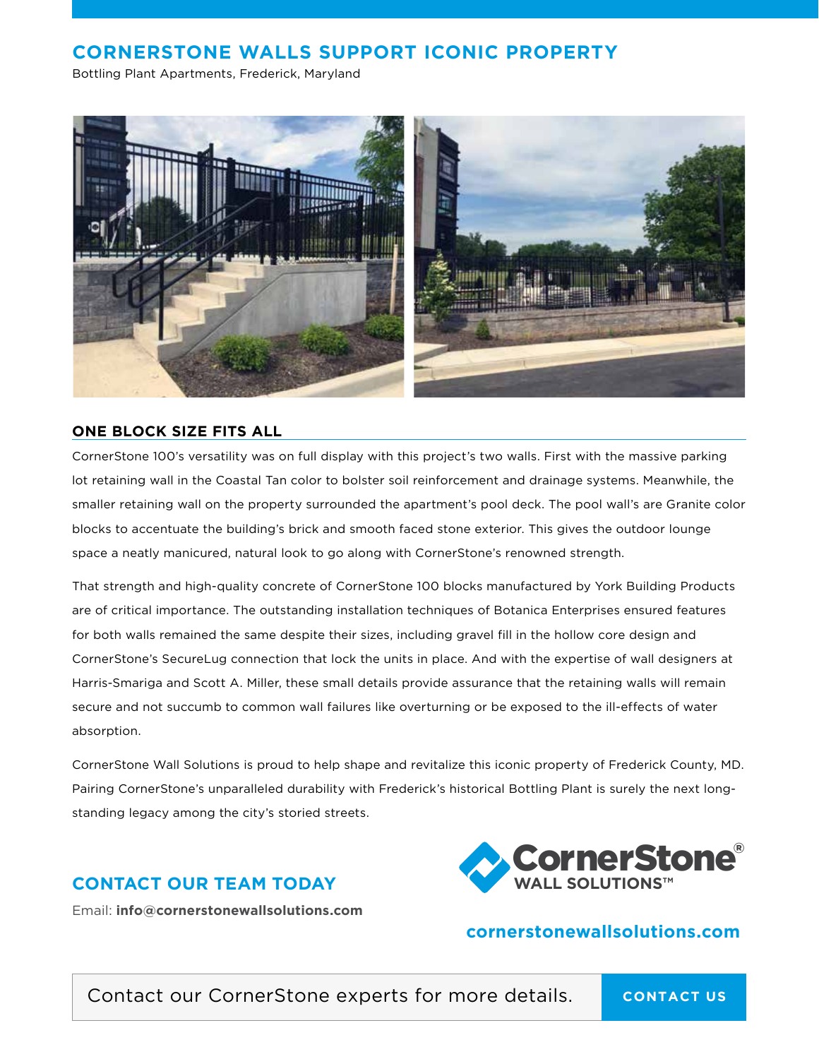# CORNERSTONE WALLS SUPPORT ICONIC PROPERTY

Bottling Plant Apartments, Frederick, Maryland

## ONE BLOCK SIZE FITS ALL

CornerStone 100's versatility was on full display with this project's two walls. First with the massive parking lot retaining wall in the Coastal Tan color to bolster soil reinforcement and drainage systems. Meanwhile, the smaller retaining wall on the property surrounded the apartment's pool deck. The pool wall's are Granite color blocks to accentuate the building's brick and smooth faced stone exterior. This gives the outdoor lounge space a neatly manicured, natural look to go along with CornerStone's renowned strength.

That strength and high-quality concrete of CornerStone 100 blocks manufactured by York Building Products are of critical importance. The outstanding installation techniques of Botanica Enterprises ensured features for both walls remained the same despite their sizes, including gravel fill in the hollow core design and CornerStone's SecureLug connection that lock the units in place. And with the expertise of wall designers at Harris-Smariga and Scott A. Miller, these small details provide assurance that the retaining walls will remain secure and not succumb to common wall failures like overturning or be exposed to the ill-effects of water absorption.

CornerStone Wall Solutions is proud to help shape and revitalize this iconic property of Frederick County, MD. Pairing CornerStone's unparalleled durability with Frederick's historical Bottling Plant is surely the next long-standing legacy among the city's storied streets.

## CONTACT OUR TEAM TODAY

Email: **info@cornerstonewallsolutions.com**

CornerStone® WALL SOLUTIONS™

**cornerstonewallsolutions.com**

Contact our CornerStone experts for more details. **CONTACT US**